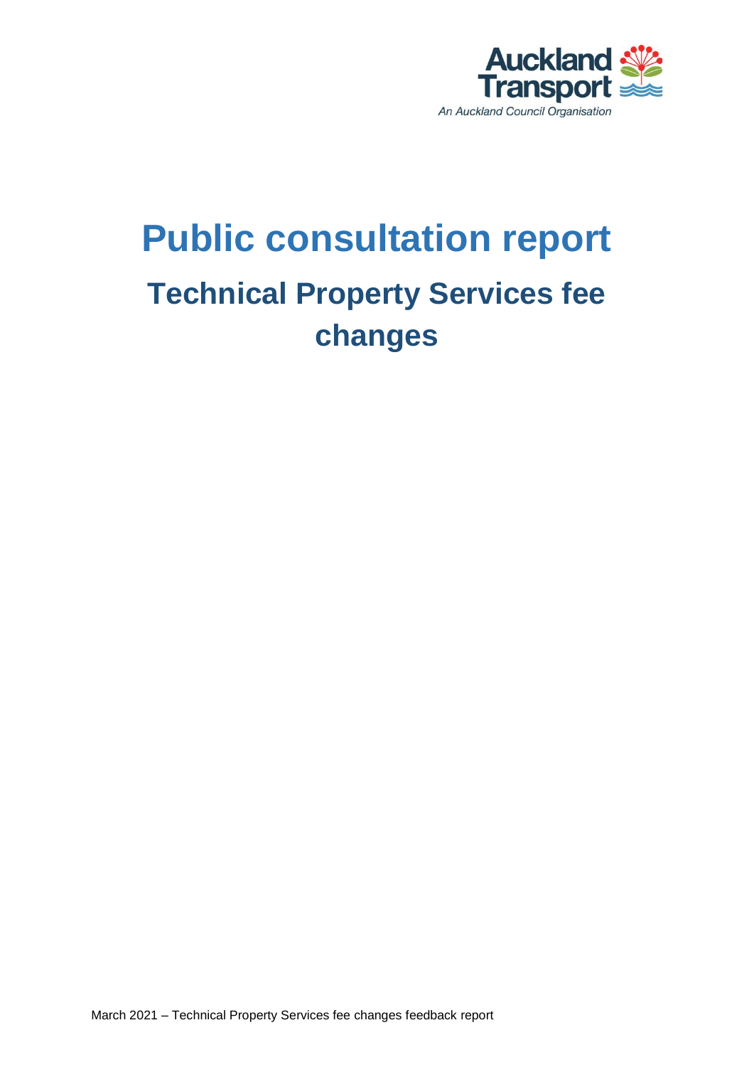Auckland Transport

An Auckland Council Organisation

# Public consultation report

## Technical Property Services fee changes

March 2021 – Technical Property Services fee changes feedback report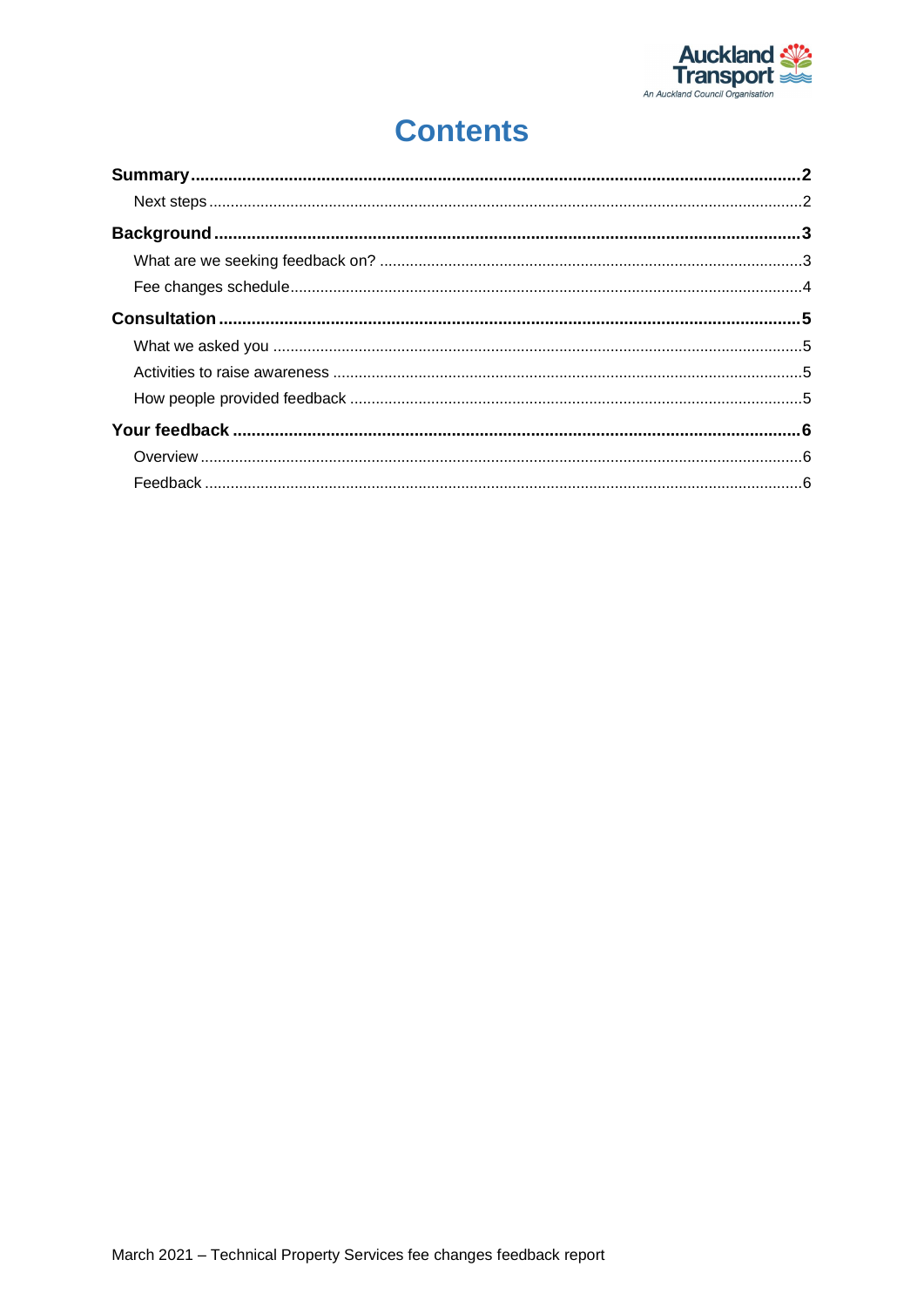# Contents

**Summary** .......... **2**

Next steps .......... 2

**Background** .......... **3**

What are we seeking feedback on? .......... 3

Fee changes schedule .......... 4

**Consultation** .......... **5**

What we asked you .......... 5

Activities to raise awareness .......... 5

How people provided feedback .......... 5

**Your feedback** .......... **6**

Overview .......... 6

Feedback .......... 6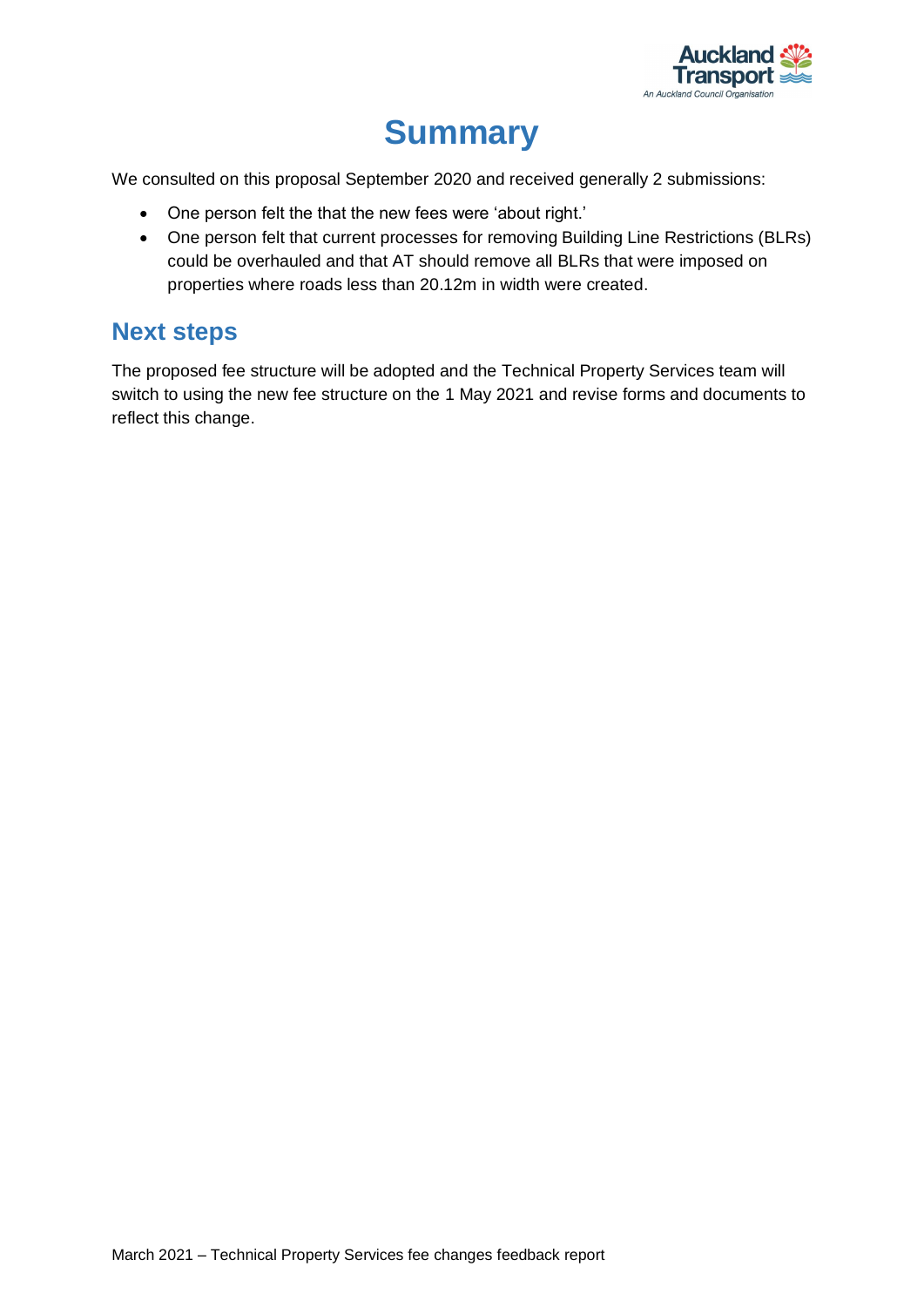# Summary

We consulted on this proposal September 2020 and received generally 2 submissions:

- One person felt the that the new fees were 'about right.'
- One person felt that current processes for removing Building Line Restrictions (BLRs) could be overhauled and that AT should remove all BLRs that were imposed on properties where roads less than 20.12m in width were created.

## Next steps

The proposed fee structure will be adopted and the Technical Property Services team will switch to using the new fee structure on the 1 May 2021 and revise forms and documents to reflect this change.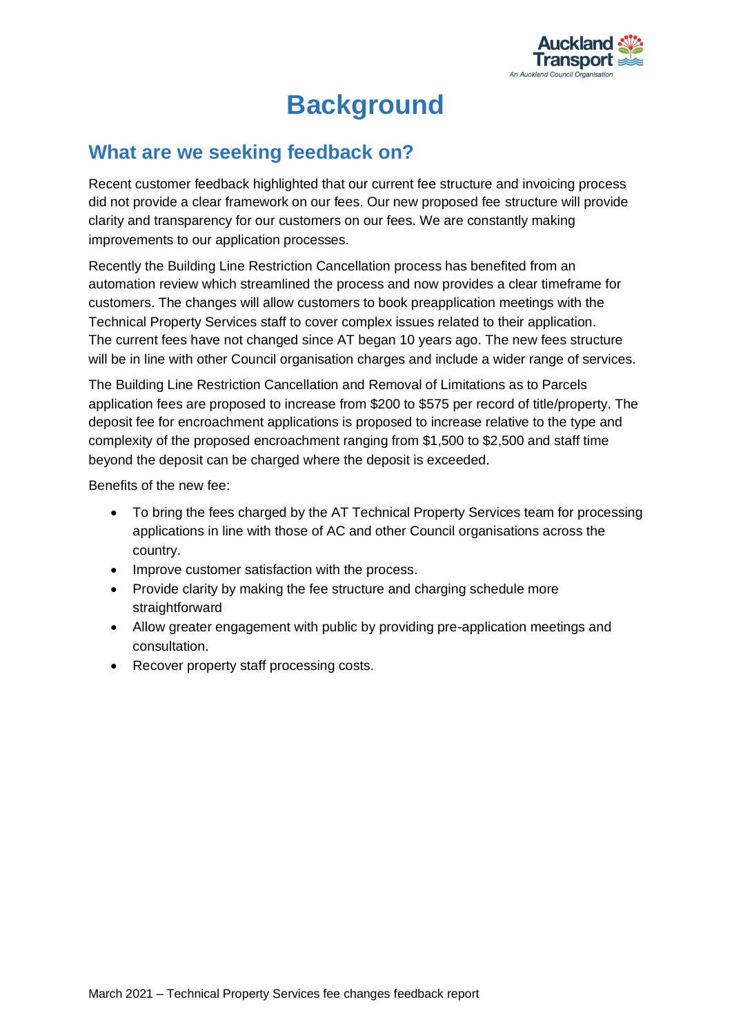# Background

## What are we seeking feedback on?

Recent customer feedback highlighted that our current fee structure and invoicing process did not provide a clear framework on our fees. Our new proposed fee structure will provide clarity and transparency for our customers on our fees. We are constantly making improvements to our application processes.

Recently the Building Line Restriction Cancellation process has benefited from an automation review which streamlined the process and now provides a clear timeframe for customers. The changes will allow customers to book preapplication meetings with the Technical Property Services staff to cover complex issues related to their application. The current fees have not changed since AT began 10 years ago. The new fees structure will be in line with other Council organisation charges and include a wider range of services.

The Building Line Restriction Cancellation and Removal of Limitations as to Parcels application fees are proposed to increase from $200 to $575 per record of title/property. The deposit fee for encroachment applications is proposed to increase relative to the type and complexity of the proposed encroachment ranging from $1,500 to $2,500 and staff time beyond the deposit can be charged where the deposit is exceeded.

Benefits of the new fee:

- To bring the fees charged by the AT Technical Property Services team for processing applications in line with those of AC and other Council organisations across the country.
- Improve customer satisfaction with the process.
- Provide clarity by making the fee structure and charging schedule more straightforward
- Allow greater engagement with public by providing pre-application meetings and consultation.
- Recover property staff processing costs.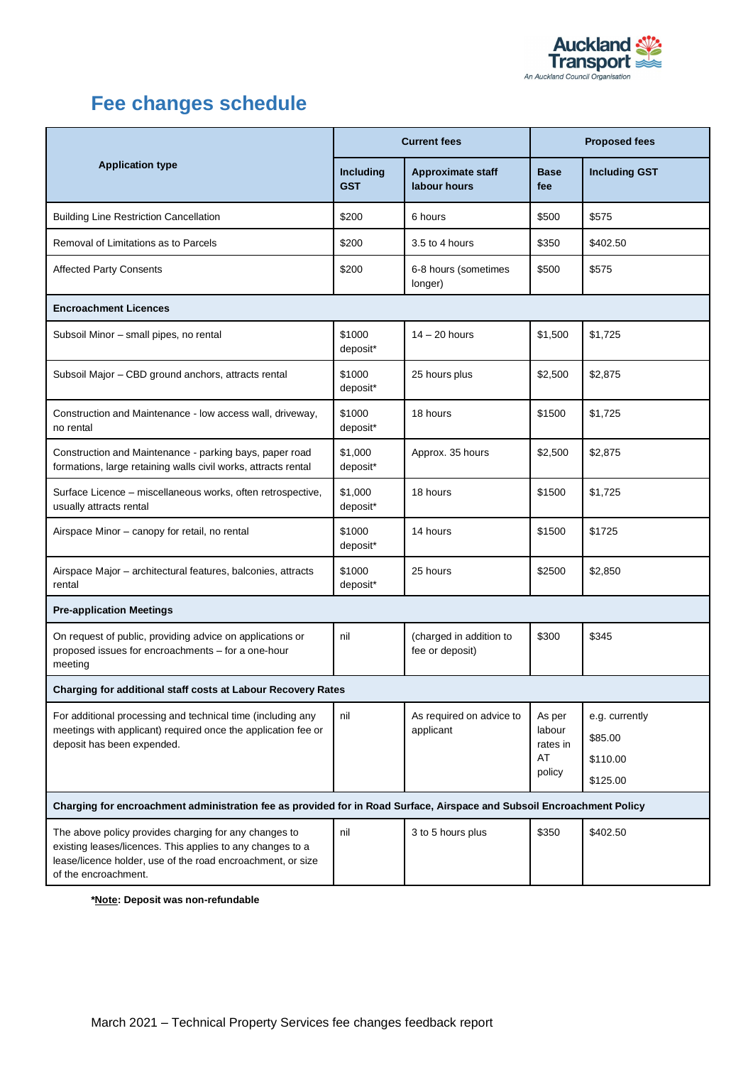# Fee changes schedule

| Application type | Current fees | | Proposed fees | |
|---|---|---|---|---|
| | **Including GST** | **Approximate staff labour hours** | **Base fee** | **Including GST** |
| Building Line Restriction Cancellation | $200 | 6 hours | $500 | $575 |
| Removal of Limitations as to Parcels | $200 | 3.5 to 4 hours | $350 | $402.50 |
| Affected Party Consents | $200 | 6-8 hours (sometimes longer) | $500 | $575 |
| **Encroachment Licences** | | | | |
| Subsoil Minor – small pipes, no rental | $1000 deposit* | 14 – 20 hours | $1,500 | $1,725 |
| Subsoil Major – CBD ground anchors, attracts rental | $1000 deposit* | 25 hours plus | $2,500 | $2,875 |
| Construction and Maintenance - low access wall, driveway, no rental | $1000 deposit* | 18 hours | $1500 | $1,725 |
| Construction and Maintenance - parking bays, paper road formations, large retaining walls civil works, attracts rental | $1,000 deposit* | Approx. 35 hours | $2,500 | $2,875 |
| Surface Licence – miscellaneous works, often retrospective, usually attracts rental | $1,000 deposit* | 18 hours | $1500 | $1,725 |
| Airspace Minor – canopy for retail, no rental | $1000 deposit* | 14 hours | $1500 | $1725 |
| Airspace Major – architectural features, balconies, attracts rental | $1000 deposit* | 25 hours | $2500 | $2,850 |
| **Pre-application Meetings** | | | | |
| On request of public, providing advice on applications or proposed issues for encroachments – for a one-hour meeting | nil | (charged in addition to fee or deposit) | $300 | $345 |
| **Charging for additional staff costs at Labour Recovery Rates** | | | | |
| For additional processing and technical time (including any meetings with applicant) required once the application fee or deposit has been expended. | nil | As required on advice to applicant | As per labour rates in AT policy | e.g. currently $85.00 $110.00 $125.00 |
| **Charging for encroachment administration fee as provided for in Road Surface, Airspace and Subsoil Encroachment Policy** | | | | |
| The above policy provides charging for any changes to existing leases/licences. This applies to any changes to a lease/licence holder, use of the road encroachment, or size of the encroachment. | nil | 3 to 5 hours plus | $350 | $402.50 |

***Note: Deposit was non-refundable**

March 2021 – Technical Property Services fee changes feedback report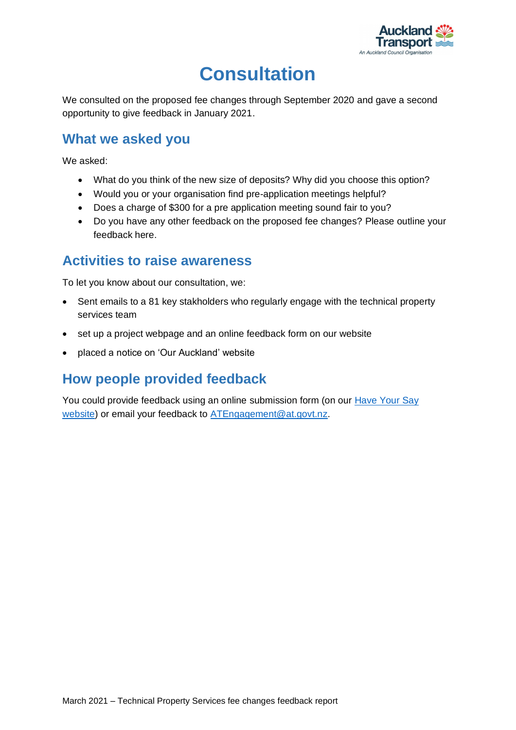# Consultation

We consulted on the proposed fee changes through September 2020 and gave a second opportunity to give feedback in January 2021.

## What we asked you

We asked:

- What do you think of the new size of deposits? Why did you choose this option?
- Would you or your organisation find pre-application meetings helpful?
- Does a charge of $300 for a pre application meeting sound fair to you?
- Do you have any other feedback on the proposed fee changes? Please outline your feedback here.

## Activities to raise awareness

To let you know about our consultation, we:

- Sent emails to a 81 key stakholders who regularly engage with the technical property services team
- set up a project webpage and an online feedback form on our website
- placed a notice on 'Our Auckland' website

## How people provided feedback

You could provide feedback using an online submission form (on our Have Your Say website) or email your feedback to ATEngagement@at.govt.nz.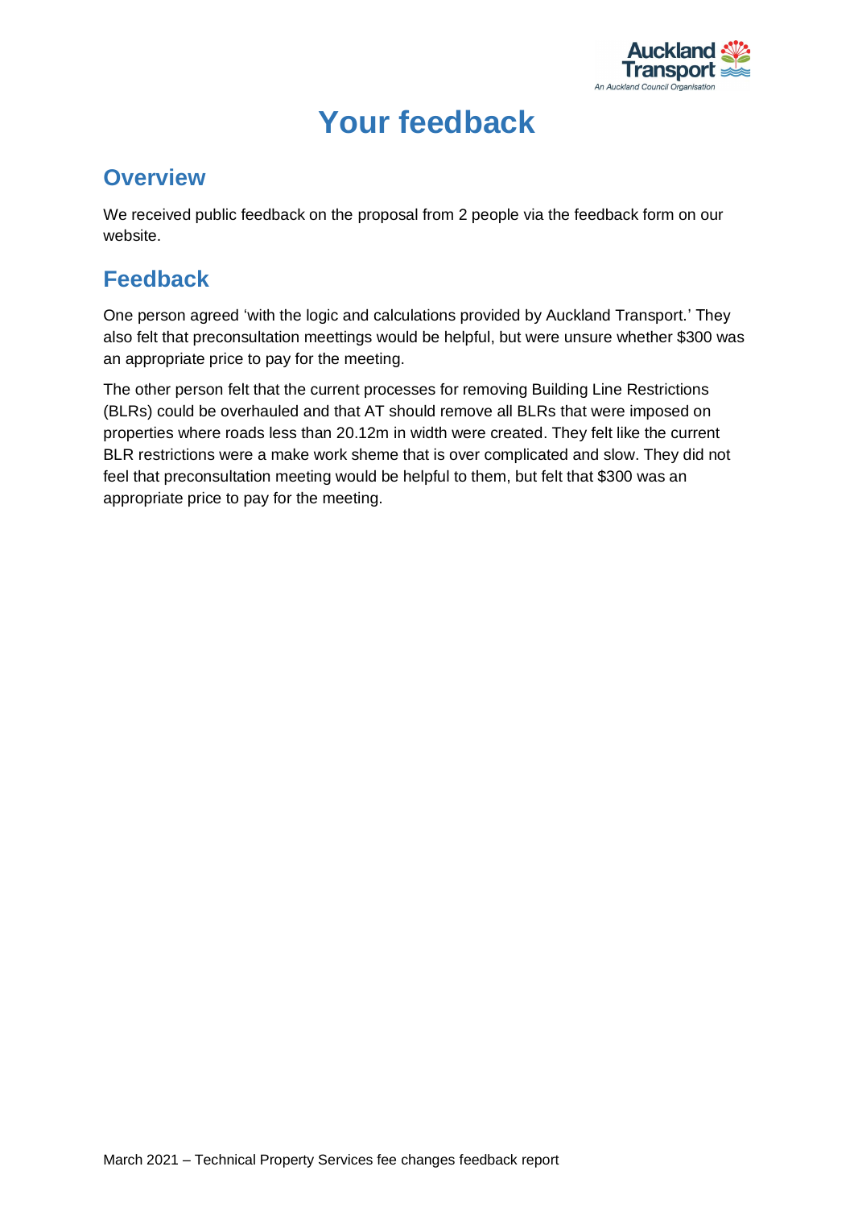# Your feedback

## Overview

We received public feedback on the proposal from 2 people via the feedback form on our website.

## Feedback

One person agreed 'with the logic and calculations provided by Auckland Transport.' They also felt that preconsultation meettings would be helpful, but were unsure whether $300 was an appropriate price to pay for the meeting.

The other person felt that the current processes for removing Building Line Restrictions (BLRs) could be overhauled and that AT should remove all BLRs that were imposed on properties where roads less than 20.12m in width were created. They felt like the current BLR restrictions were a make work sheme that is over complicated and slow. They did not feel that preconsultation meeting would be helpful to them, but felt that $300 was an appropriate price to pay for the meeting.